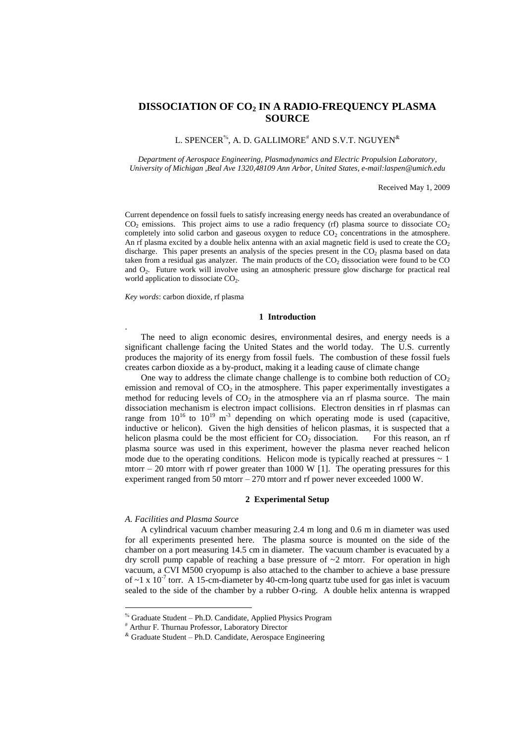# DISSOCIATION OF $CO_2$ IN A RADIO-FREQUENCY PLASMA SOURCE

L. SPENCER[%], A. D. GALLIMORE[#] AND S.V.T. NGUYEN[&]

*Department of Aerospace Engineering, Plasmadynamics and Electric Propulsion Laboratory, University of Michigan ,Beal Ave 1320,48109 Ann Arbor, United States, e-mail:laspen@umich.edu*

Received May 1, 2009

Current dependence on fossil fuels to satisfy increasing energy needs has created an overabundance of $CO_2$ emissions. This project aims to use a radio frequency (rf) plasma source to dissociate $CO_2$ completely into solid carbon and gaseous oxygen to reduce $CO_2$ concentrations in the atmosphere. An rf plasma excited by a double helix antenna with an axial magnetic field is used to create the $CO_2$ discharge. This paper presents an analysis of the species present in the $CO_2$ plasma based on data taken from a residual gas analyzer. The main products of the $CO_2$ dissociation were found to be CO and $O_2$. Future work will involve using an atmospheric pressure glow discharge for practical real world application to dissociate $CO_2$.

*Key words*: carbon dioxide, rf plasma

## 1 Introduction

The need to align economic desires, environmental desires, and energy needs is a significant challenge facing the United States and the world today. The U.S. currently produces the majority of its energy from fossil fuels. The combustion of these fossil fuels creates carbon dioxide as a by-product, making it a leading cause of climate change

One way to address the climate change challenge is to combine both reduction of $CO_2$ emission and removal of $CO_2$ in the atmosphere. This paper experimentally investigates a method for reducing levels of $CO_2$ in the atmosphere via an rf plasma source. The main dissociation mechanism is electron impact collisions. Electron densities in rf plasmas can range from $10^{16}$ to $10^{19}$ $m^{-3}$ depending on which operating mode is used (capacitive, inductive or helicon). Given the high densities of helicon plasmas, it is suspected that a helicon plasma could be the most efficient for $CO_2$ dissociation. For this reason, an rf plasma source was used in this experiment, however the plasma never reached helicon mode due to the operating conditions. Helicon mode is typically reached at pressures ~ 1 mtorr – 20 mtorr with rf power greater than 1000 W [1]. The operating pressures for this experiment ranged from 50 mtorr – 270 mtorr and rf power never exceeded 1000 W.

## 2 Experimental Setup

*A. Facilities and Plasma Source*

A cylindrical vacuum chamber measuring 2.4 m long and 0.6 m in diameter was used for all experiments presented here. The plasma source is mounted on the side of the chamber on a port measuring 14.5 cm in diameter. The vacuum chamber is evacuated by a dry scroll pump capable of reaching a base pressure of ~2 mtorr. For operation in high vacuum, a CVI M500 cryopump is also attached to the chamber to achieve a base pressure of ~1 x $10^{-7}$ torr. A 15-cm-diameter by 40-cm-long quartz tube used for gas inlet is vacuum sealed to the side of the chamber by a rubber O-ring. A double helix antenna is wrapped

---

[%] Graduate Student – Ph.D. Candidate, Applied Physics Program

[#] Arthur F. Thurnau Professor, Laboratory Director

[&] Graduate Student – Ph.D. Candidate, Aerospace Engineering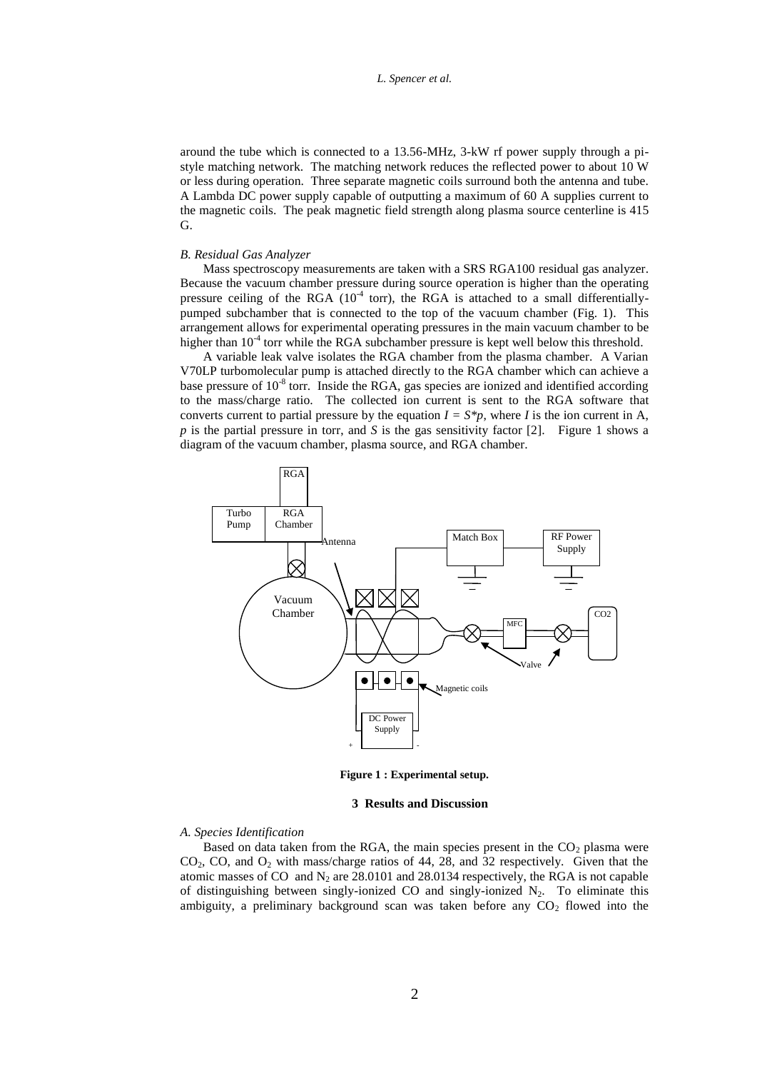around the tube which is connected to a 13.56-MHz, 3-kW rf power supply through a pi-style matching network. The matching network reduces the reflected power to about 10 W or less during operation. Three separate magnetic coils surround both the antenna and tube. A Lambda DC power supply capable of outputting a maximum of 60 A supplies current to the magnetic coils. The peak magnetic field strength along plasma source centerline is 415 G.

### *B. Residual Gas Analyzer*

Mass spectroscopy measurements are taken with a SRS RGA100 residual gas analyzer. Because the vacuum chamber pressure during source operation is higher than the operating pressure ceiling of the RGA ($10^{-4}$ torr), the RGA is attached to a small differentially-pumped subchamber that is connected to the top of the vacuum chamber (Fig. 1). This arrangement allows for experimental operating pressures in the main vacuum chamber to be higher than $10^{-4}$ torr while the RGA subchamber pressure is kept well below this threshold.

A variable leak valve isolates the RGA chamber from the plasma chamber. A Varian V70LP turbomolecular pump is attached directly to the RGA chamber which can achieve a base pressure of $10^{-8}$ torr. Inside the RGA, gas species are ionized and identified according to the mass/charge ratio. The collected ion current is sent to the RGA software that converts current to partial pressure by the equation $I = S*p$, where $I$ is the ion current in A, $p$ is the partial pressure in torr, and $S$ is the gas sensitivity factor [2]. Figure 1 shows a diagram of the vacuum chamber, plasma source, and RGA chamber.

**Figure 1 : Experimental setup.**

## 3 Results and Discussion

### *A. Species Identification*

Based on data taken from the RGA, the main species present in the $CO_2$ plasma were $CO_2$, CO, and $O_2$ with mass/charge ratios of 44, 28, and 32 respectively. Given that the atomic masses of CO and $N_2$ are 28.0101 and 28.0134 respectively, the RGA is not capable of distinguishing between singly-ionized CO and singly-ionized $N_2$. To eliminate this ambiguity, a preliminary background scan was taken before any $CO_2$ flowed into the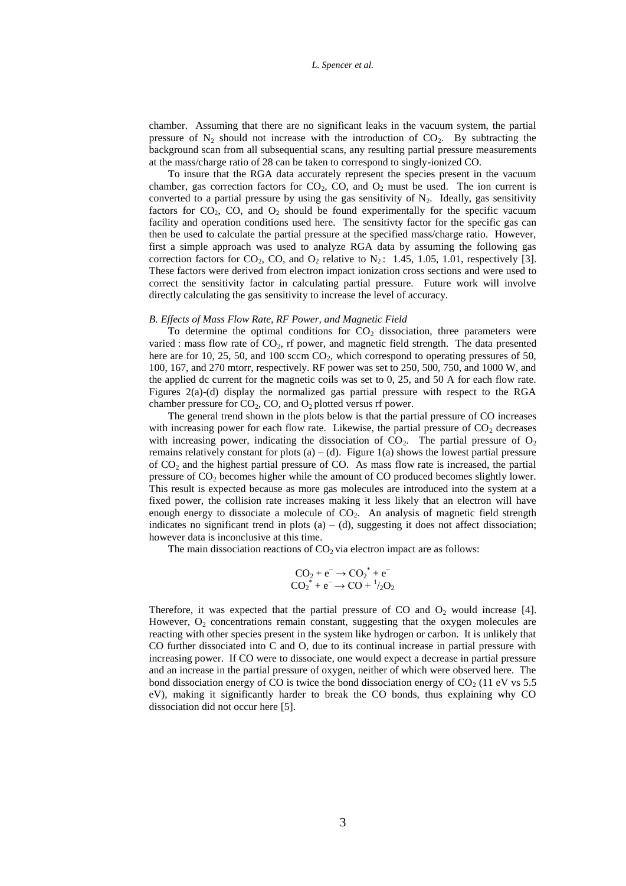chamber. Assuming that there are no significant leaks in the vacuum system, the partial pressure of $N_2$ should not increase with the introduction of $CO_2$. By subtracting the background scan from all subsequential scans, any resulting partial pressure measurements at the mass/charge ratio of 28 can be taken to correspond to singly-ionized CO.

To insure that the RGA data accurately represent the species present in the vacuum chamber, gas correction factors for $CO_2$, CO, and $O_2$ must be used. The ion current is converted to a partial pressure by using the gas sensitivity of $N_2$. Ideally, gas sensitivity factors for $CO_2$, CO, and $O_2$ should be found experimentally for the specific vacuum facility and operation conditions used here. The sensitivty factor for the specific gas can then be used to calculate the partial pressure at the specified mass/charge ratio. However, first a simple approach was used to analyze RGA data by assuming the following gas correction factors for $CO_2$, CO, and $O_2$ relative to $N_2$: 1.45, 1.05, 1.01, respectively [3]. These factors were derived from electron impact ionization cross sections and were used to correct the sensitivity factor in calculating partial pressure. Future work will involve directly calculating the gas sensitivity to increase the level of accuracy.

### *B. Effects of Mass Flow Rate, RF Power, and Magnetic Field*

To determine the optimal conditions for $CO_2$ dissociation, three parameters were varied : mass flow rate of $CO_2$, rf power, and magnetic field strength. The data presented here are for 10, 25, 50, and 100 sccm $CO_2$, which correspond to operating pressures of 50, 100, 167, and 270 mtorr, respectively. RF power was set to 250, 500, 750, and 1000 W, and the applied dc current for the magnetic coils was set to 0, 25, and 50 A for each flow rate. Figures 2(a)-(d) display the normalized gas partial pressure with respect to the RGA chamber pressure for $CO_2$, CO, and $O_2$ plotted versus rf power.

The general trend shown in the plots below is that the partial pressure of CO increases with increasing power for each flow rate. Likewise, the partial pressure of $CO_2$ decreases with increasing power, indicating the dissociation of $CO_2$. The partial pressure of $O_2$ remains relatively constant for plots (a) – (d). Figure 1(a) shows the lowest partial pressure of $CO_2$ and the highest partial pressure of CO. As mass flow rate is increased, the partial pressure of $CO_2$ becomes higher while the amount of CO produced becomes slightly lower. This result is expected because as more gas molecules are introduced into the system at a fixed power, the collision rate increases making it less likely that an electron will have enough energy to dissociate a molecule of $CO_2$. An analysis of magnetic field strength indicates no significant trend in plots (a) – (d), suggesting it does not affect dissociation; however data is inconclusive at this time.

The main dissociation reactions of $CO_2$ via electron impact are as follows:

$$CO_2 + e^- \rightarrow CO_2^* + e^-$$
$$CO_2^* + e^- \rightarrow CO + {}^1/_2O_2$$

Therefore, it was expected that the partial pressure of CO and $O_2$ would increase [4]. However, $O_2$ concentrations remain constant, suggesting that the oxygen molecules are reacting with other species present in the system like hydrogen or carbon. It is unlikely that CO further dissociated into C and O, due to its continual increase in partial pressure with increasing power. If CO were to dissociate, one would expect a decrease in partial pressure and an increase in the partial pressure of oxygen, neither of which were observed here. The bond dissociation energy of CO is twice the bond dissociation energy of $CO_2$ (11 eV vs 5.5 eV), making it significantly harder to break the CO bonds, thus explaining why CO dissociation did not occur here [5].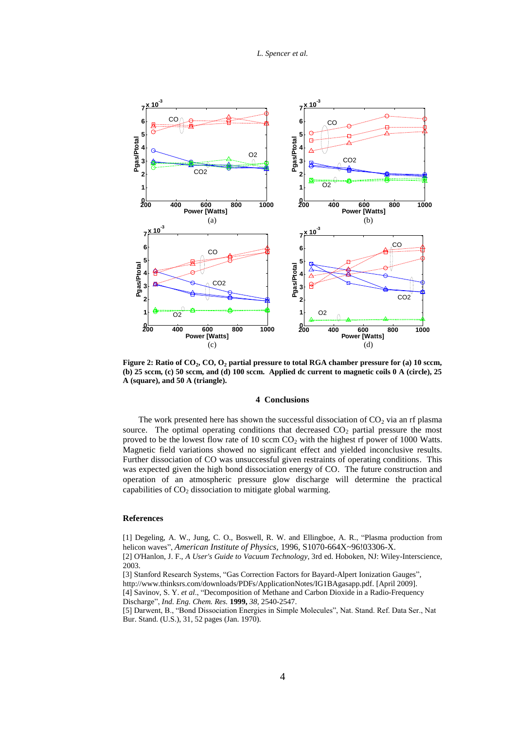x 10^-3

Pgas/Ptotal

CO

O2

CO2

Power [Watts]

(a)

x 10^-3

Pgas/Ptotal

CO

CO2

O2

Power [Watts]

(b)

x 10^-3

Pgas/Ptotal

CO

CO2

O2

Power [Watts]

(c)

x 10^-3

Pgas/Ptotal

CO

CO2

O2

Power [Watts]

(d)

**Figure 2: Ratio of $CO_2$, CO, $O_2$ partial pressure to total RGA chamber pressure for (a) 10 sccm, (b) 25 sccm, (c) 50 sccm, and (d) 100 sccm. Applied dc current to magnetic coils 0 A (circle), 25 A (square), and 50 A (triangle).**

## 4 Conclusions

The work presented here has shown the successful dissociation of $CO_2$ via an rf plasma source. The optimal operating conditions that decreased $CO_2$ partial pressure the most proved to be the lowest flow rate of 10 sccm $CO_2$ with the highest rf power of 1000 Watts. Magnetic field variations showed no significant effect and yielded inconclusive results. Further dissociation of CO was unsuccessful given restraints of operating conditions. This was expected given the high bond dissociation energy of CO. The future construction and operation of an atmospheric pressure glow discharge will determine the practical capabilities of $CO_2$ dissociation to mitigate global warming.

## References

[1] Degeling, A. W., Jung, C. O., Boswell, R. W. and Ellingboe, A. R., "Plasma production from helicon waves", *American Institute of Physics*, 1996, S1070-664X~96!03306-X.

[2] O'Hanlon, J. F., *A User's Guide to Vacuum Technology*, 3rd ed. Hoboken, NJ: Wiley-Interscience, 2003.

[3] Stanford Research Systems, "Gas Correction Factors for Bayard-Alpert Ionization Gauges", http://www.thinksrs.com/downloads/PDFs/ApplicationNotes/IG1BAgasapp.pdf. [April 2009].

[4] Savinov, S. Y. *et al*., "Decomposition of Methane and Carbon Dioxide in a Radio-Frequency Discharge", *Ind. Eng. Chem. Res.* **1999,** *38*, 2540-2547.

[5] Darwent, B., "Bond Dissociation Energies in Simple Molecules", Nat. Stand. Ref. Data Ser., Nat Bur. Stand. (U.S.), 31, 52 pages (Jan. 1970).